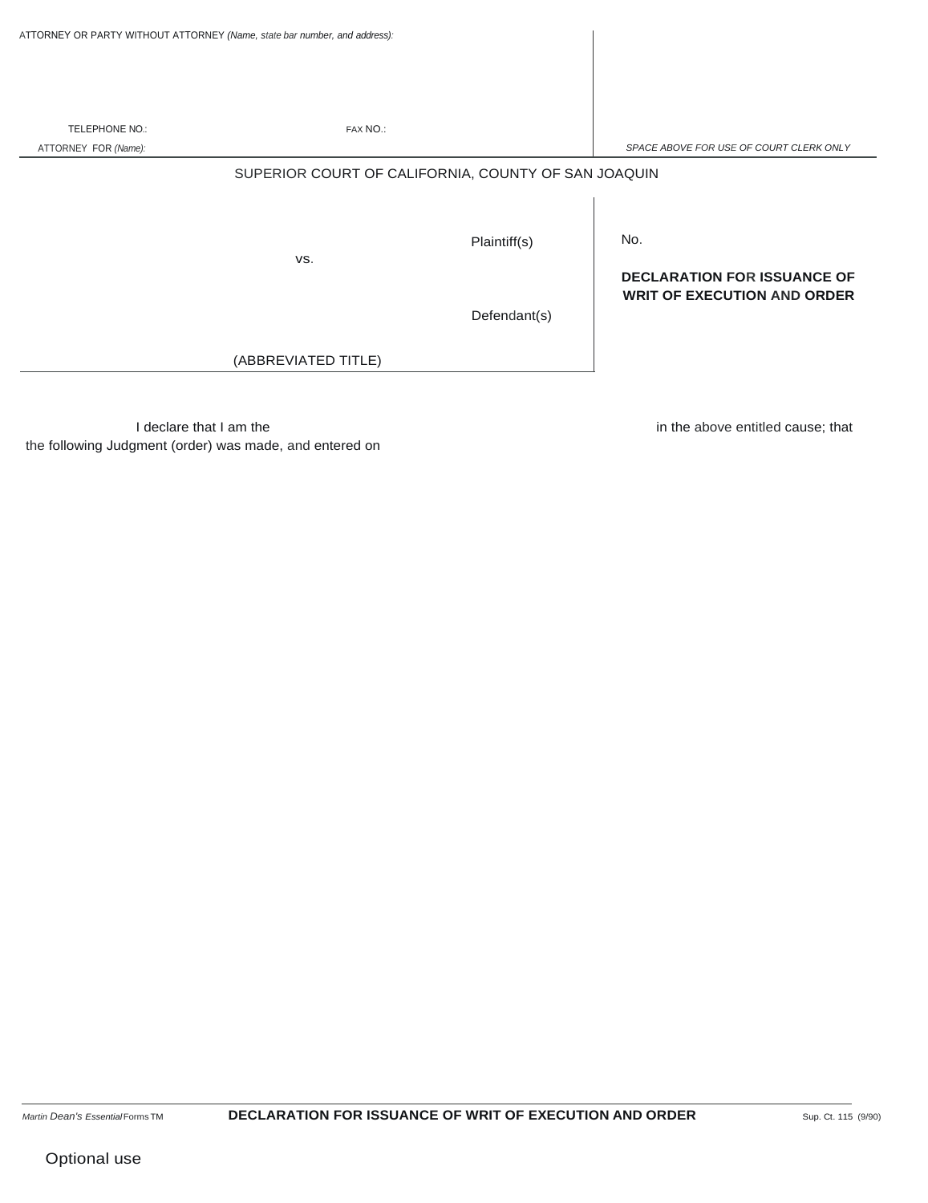ATTORNEY OR PARTY WITHOUT ATTORNEY *(Name, state bar number, and address):*

TELEPHONE NO.: FAX NO.:

ATTORNEY FOR *(Name):*

*SPACE ABOVE FOR USE OF COURT CLERK ONLY*

SUPERIOR COURT OF CALIFORNIA, COUNTY OF SAN JOAQUIN

| | |
|---|---|
| Plaintiff(s) vs. Defendant(s) | No. |
| (ABBREVIATED TITLE) | **DECLARATION FOR ISSUANCE OF WRIT OF EXECUTION AND ORDER** |

I declare that I am the in the above entitled cause; that the following Judgment (order) was made, and entered on

*Martin Dean's Essential Forms TM* **DECLARATION FOR ISSUANCE OF WRIT OF EXECUTION AND ORDER** Sup. Ct. 115 (9/90)

Optional use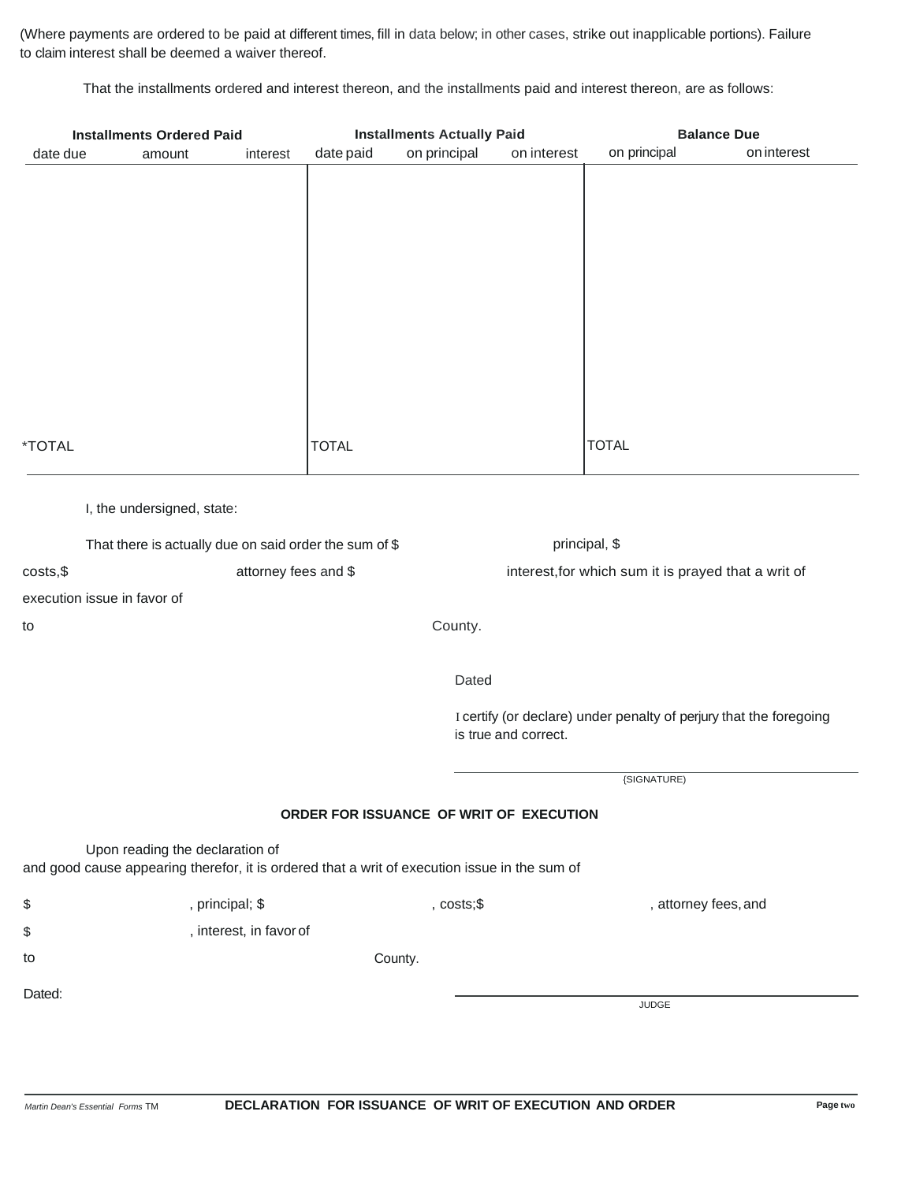(Where payments are ordered to be paid at different times, fill in data below; in other cases, strike out inapplicable portions). Failure to claim interest shall be deemed a waiver thereof.

That the installments ordered and interest thereon, and the installments paid and interest thereon, are as follows:

| Installments Ordered Paid | | | Installments Actually Paid | | | Balance Due | |
|---|---|---|---|---|---|---|---|
| date due | amount | interest | date paid | on principal | on interest | on principal | on interest |
| | | | | | | | |
| *TOTAL | | | TOTAL | | | TOTAL | |

I, the undersigned, state:

That there is actually due on said order the sum of $ principal, $ costs,$ attorney fees and $ interest,for which sum it is prayed that a writ of execution issue in favor of

to County.

Dated

I certify (or declare) under penalty of perjury that the foregoing is true and correct.

(SIGNATURE)

**ORDER FOR ISSUANCE OF WRIT OF EXECUTION**

Upon reading the declaration of
and good cause appearing therefor, it is ordered that a writ of execution issue in the sum of

$ , principal; $ , costs;$ , attorney fees, and

$ , interest, in favor of

to County.

Dated:

JUDGE

*Martin Dean's Essential Forms* TM **DECLARATION FOR ISSUANCE OF WRIT OF EXECUTION AND ORDER**